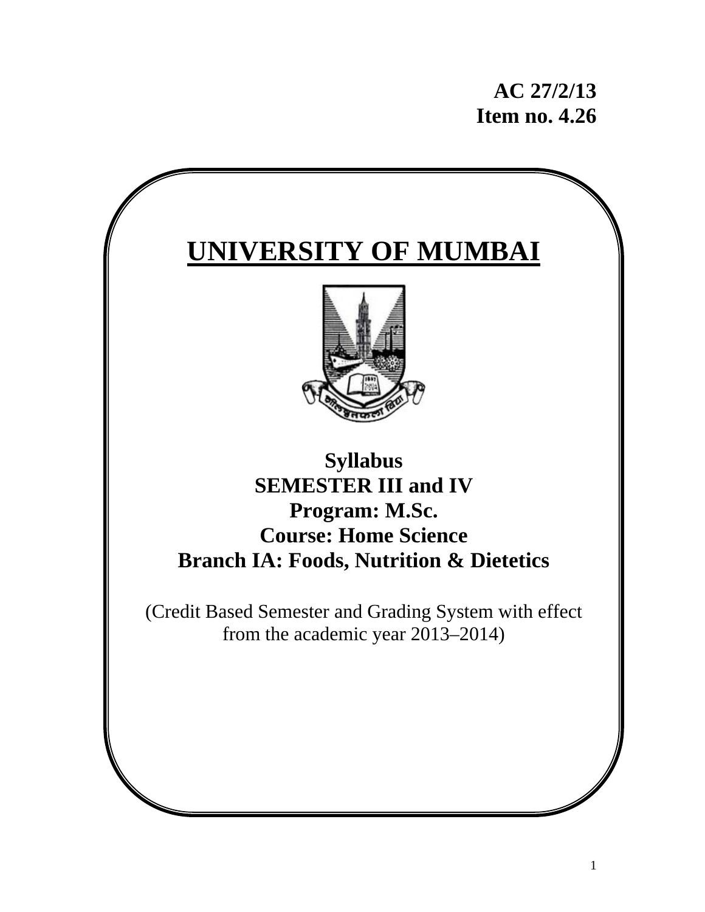**AC 27/2/13**
**Item no. 4.26**

# UNIVERSITY OF MUMBAI

## Syllabus
## SEMESTER III and IV
## Program: M.Sc.
## Course: Home Science
## Branch IA: Foods, Nutrition & Dietetics

(Credit Based Semester and Grading System with effect from the academic year 2013–2014)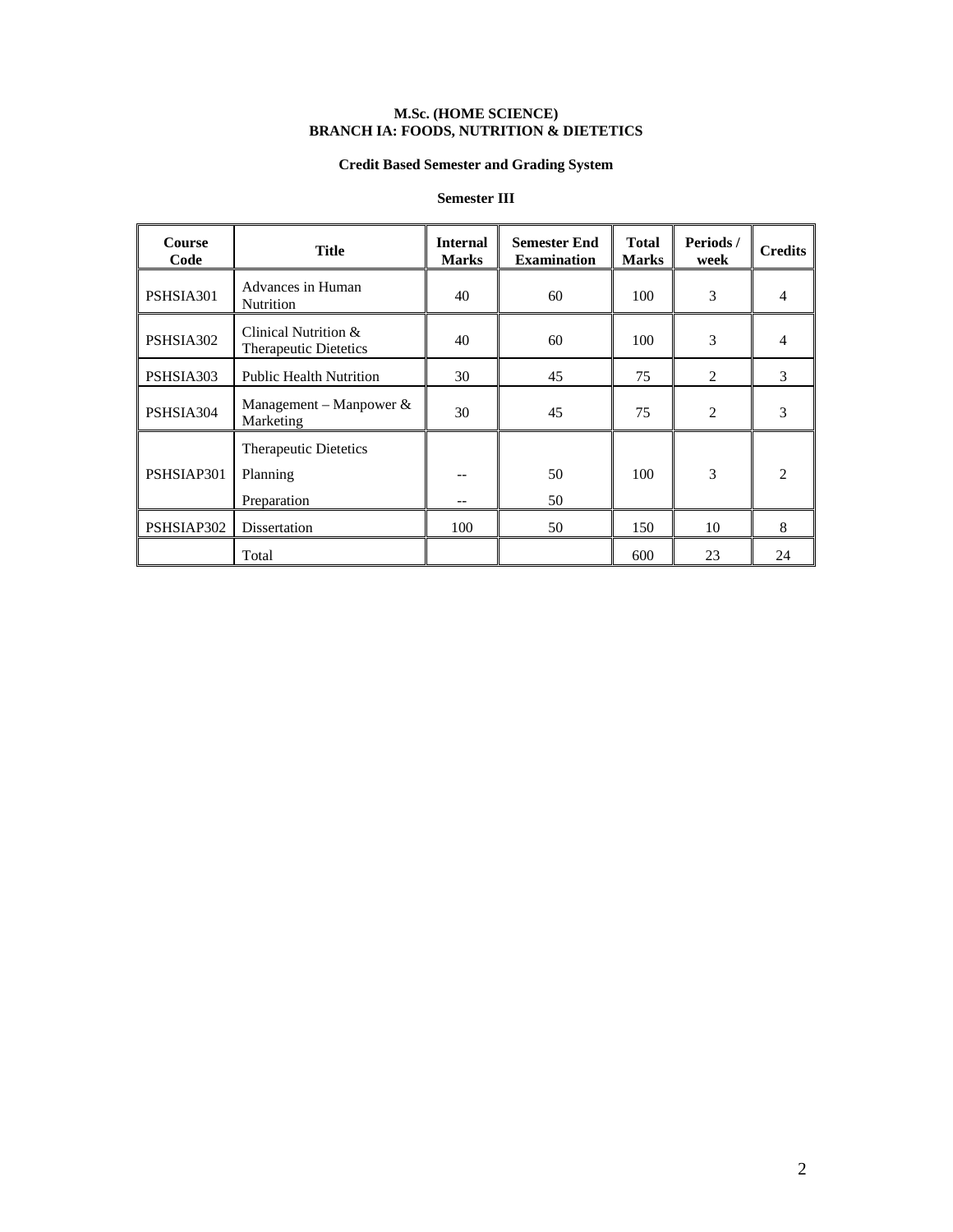**M.Sc. (HOME SCIENCE)**
**BRANCH IA: FOODS, NUTRITION & DIETETICS**

**Credit Based Semester and Grading System**

**Semester III**

| Course Code | Title | Internal Marks | Semester End Examination | Total Marks | Periods / week | Credits |
|---|---|---|---|---|---|---|
| PSHSIA301 | Advances in Human Nutrition | 40 | 60 | 100 | 3 | 4 |
| PSHSIA302 | Clinical Nutrition & Therapeutic Dietetics | 40 | 60 | 100 | 3 | 4 |
| PSHSIA303 | Public Health Nutrition | 30 | 45 | 75 | 2 | 3 |
| PSHSIA304 | Management – Manpower & Marketing | 30 | 45 | 75 | 2 | 3 |
| PSHSIAP301 | Therapeutic Dietetics<br>Planning<br>Preparation | <br>--<br>-- | <br>50<br>50 | 100 | 3 | 2 |
| PSHSIAP302 | Dissertation | 100 | 50 | 150 | 10 | 8 |
| | Total | | | 600 | 23 | 24 |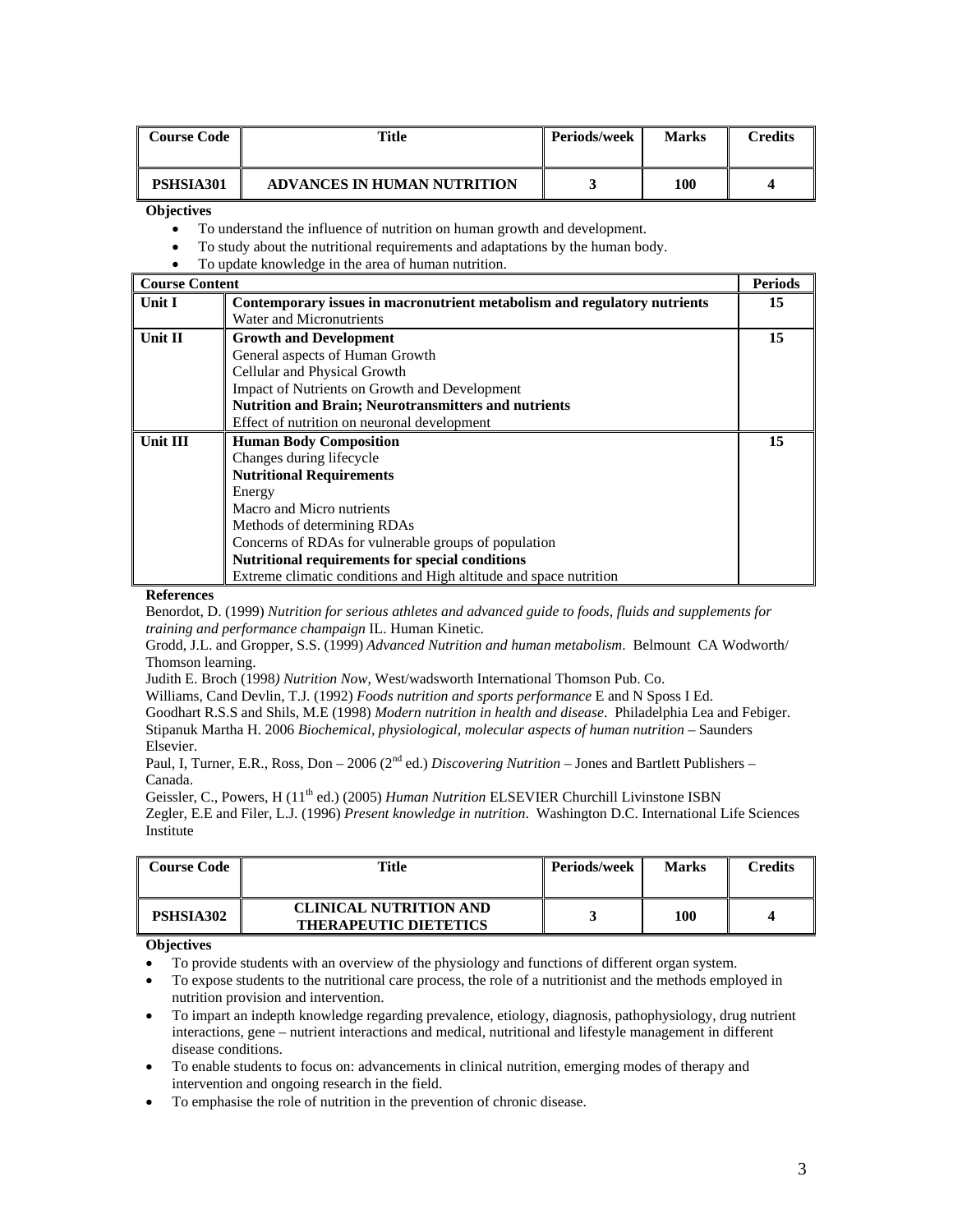| Course Code | Title | Periods/week | Marks | Credits |
|---|---|---|---|---|
| **PSHSIA301** | **ADVANCES IN HUMAN NUTRITION** | **3** | **100** | **4** |

**Objectives**

- To understand the influence of nutrition on human growth and development.
- To study about the nutritional requirements and adaptations by the human body.
- To update knowledge in the area of human nutrition.

| Course Content | | Periods |
|---|---|---|
| **Unit I** | **Contemporary issues in macronutrient metabolism and regulatory nutrients**<br>Water and Micronutrients | **15** |
| **Unit II** | **Growth and Development**<br>General aspects of Human Growth<br>Cellular and Physical Growth<br>Impact of Nutrients on Growth and Development<br>**Nutrition and Brain; Neurotransmitters and nutrients**<br>Effect of nutrition on neuronal development | **15** |
| **Unit III** | **Human Body Composition**<br>Changes during lifecycle<br>**Nutritional Requirements**<br>Energy<br>Macro and Micro nutrients<br>Methods of determining RDAs<br>Concerns of RDAs for vulnerable groups of population<br>**Nutritional requirements for special conditions**<br>Extreme climatic conditions and High altitude and space nutrition | **15** |

**References**

Benordot, D. (1999) *Nutrition for serious athletes and advanced guide to foods, fluids and supplements for training and performance champaign* IL. Human Kinetic.
Grodd, J.L. and Gropper, S.S. (1999) *Advanced Nutrition and human metabolism*. Belmount CA Wodworth/ Thomson learning.
Judith E. Broch (1998*) Nutrition Now*, West/wadsworth International Thomson Pub. Co.
Williams, Cand Devlin, T.J. (1992) *Foods nutrition and sports performance* E and N Sposs I Ed.
Goodhart R.S.S and Shils, M.E (1998) *Modern nutrition in health and disease*. Philadelphia Lea and Febiger.
Stipanuk Martha H. 2006 *Biochemical, physiological, molecular aspects of human nutrition* – Saunders Elsevier.
Paul, I, Turner, E.R., Ross, Don – 2006 (2nd ed.) *Discovering Nutrition* – Jones and Bartlett Publishers – Canada.
Geissler, C., Powers, H (11th ed.) (2005) *Human Nutrition* ELSEVIER Churchill Livinstone ISBN
Zegler, E.E and Filer, L.J. (1996) *Present knowledge in nutrition*. Washington D.C. International Life Sciences Institute

| Course Code | Title | Periods/week | Marks | Credits |
|---|---|---|---|---|
| **PSHSIA302** | **CLINICAL NUTRITION AND THERAPEUTIC DIETETICS** | **3** | **100** | **4** |

**Objectives**

- To provide students with an overview of the physiology and functions of different organ system.
- To expose students to the nutritional care process, the role of a nutritionist and the methods employed in nutrition provision and intervention.
- To impart an indepth knowledge regarding prevalence, etiology, diagnosis, pathophysiology, drug nutrient interactions, gene – nutrient interactions and medical, nutritional and lifestyle management in different disease conditions.
- To enable students to focus on: advancements in clinical nutrition, emerging modes of therapy and intervention and ongoing research in the field.
- To emphasise the role of nutrition in the prevention of chronic disease.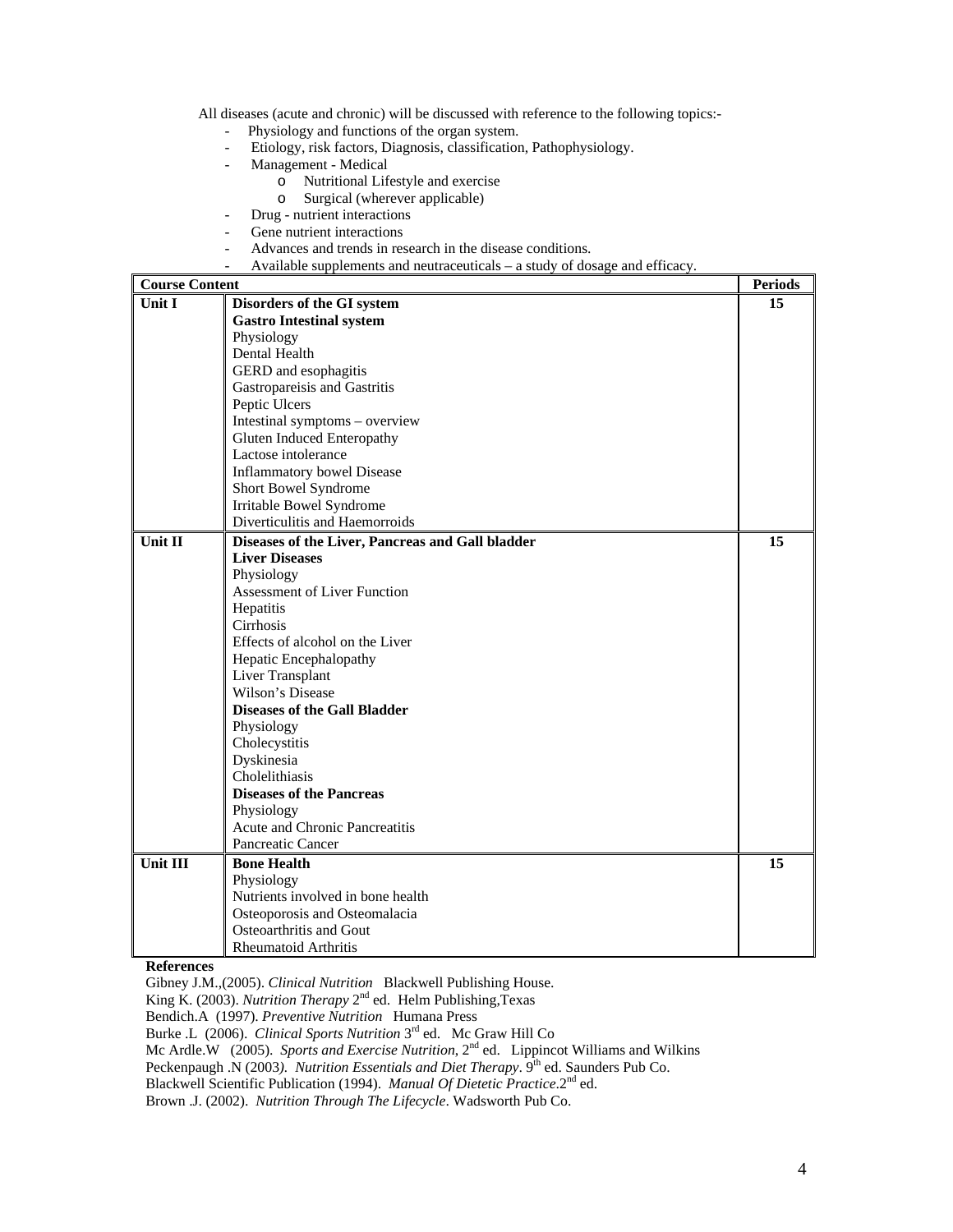All diseases (acute and chronic) will be discussed with reference to the following topics:-

- Physiology and functions of the organ system.
- Etiology, risk factors, Diagnosis, classification, Pathophysiology.
- Management - Medical
  - Nutritional Lifestyle and exercise
  - Surgical (wherever applicable)
- Drug - nutrient interactions
- Gene nutrient interactions
- Advances and trends in research in the disease conditions.
- Available supplements and neutraceuticals – a study of dosage and efficacy.

| Course Content | | Periods |
|---|---|---|
| **Unit I** | **Disorders of the GI system**<br>**Gastro Intestinal system**<br>Physiology<br>Dental Health<br>GERD and esophagitis<br>Gastropareisis and Gastritis<br>Peptic Ulcers<br>Intestinal symptoms – overview<br>Gluten Induced Enteropathy<br>Lactose intolerance<br>Inflammatory bowel Disease<br>Short Bowel Syndrome<br>Irritable Bowel Syndrome<br>Diverticulitis and Haemorroids | **15** |
| **Unit II** | **Diseases of the Liver, Pancreas and Gall bladder**<br>**Liver Diseases**<br>Physiology<br>Assessment of Liver Function<br>Hepatitis<br>Cirrhosis<br>Effects of alcohol on the Liver<br>Hepatic Encephalopathy<br>Liver Transplant<br>Wilson's Disease<br>**Diseases of the Gall Bladder**<br>Physiology<br>Cholecystitis<br>Dyskinesia<br>Cholelithiasis<br>**Diseases of the Pancreas**<br>Physiology<br>Acute and Chronic Pancreatitis<br>Pancreatic Cancer | **15** |
| **Unit III** | **Bone Health**<br>Physiology<br>Nutrients involved in bone health<br>Osteoporosis and Osteomalacia<br>Osteoarthritis and Gout<br>Rheumatoid Arthritis | **15** |

**References**

Gibney J.M.,(2005). *Clinical Nutrition* Blackwell Publishing House.
King K. (2003). *Nutrition Therapy* 2nd ed. Helm Publishing,Texas
Bendich.A (1997). *Preventive Nutrition* Humana Press
Burke .L (2006). *Clinical Sports Nutrition* 3rd ed. Mc Graw Hill Co
Mc Ardle.W (2005). *Sports and Exercise Nutrition*, 2nd ed. Lippincot Williams and Wilkins
Peckenpaugh .N (2003). *Nutrition Essentials and Diet Therapy*. 9th ed. Saunders Pub Co.
Blackwell Scientific Publication (1994). *Manual Of Dietetic Practice*.2nd ed.
Brown .J. (2002). *Nutrition Through The Lifecycle*. Wadsworth Pub Co.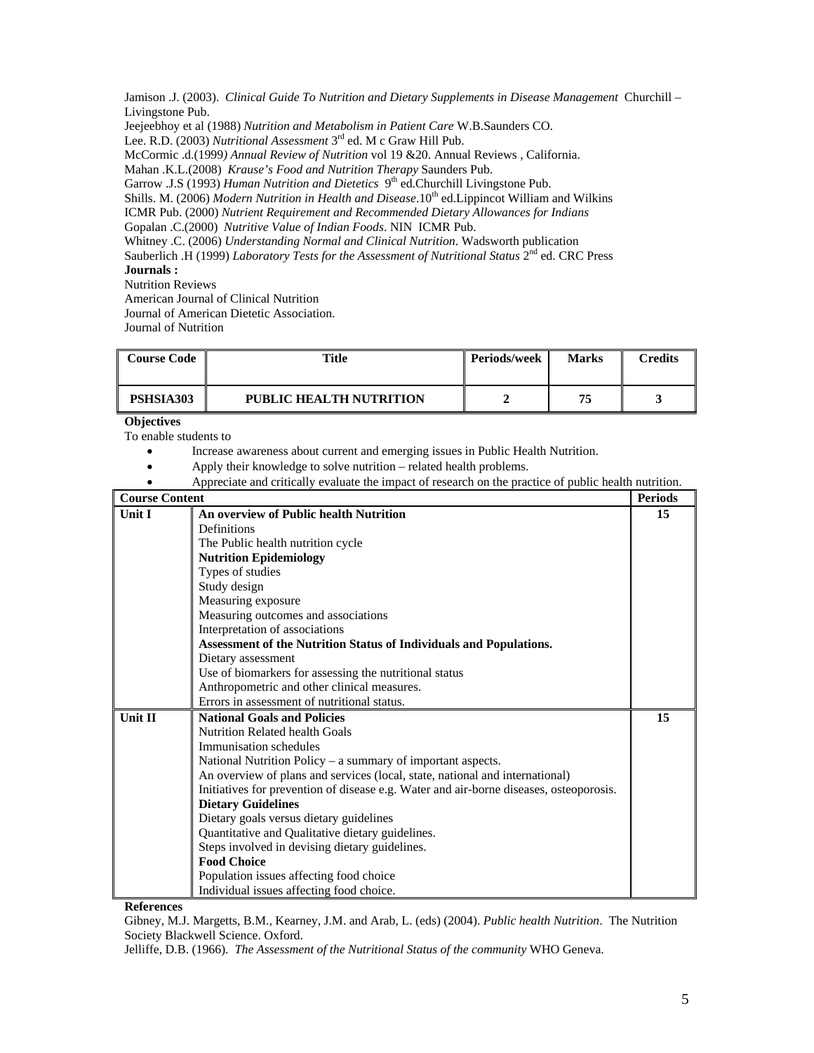Jamison .J. (2003). *Clinical Guide To Nutrition and Dietary Supplements in Disease Management* Churchill – Livingstone Pub.
Jeejeebhoy et al (1988) *Nutrition and Metabolism in Patient Care* W.B.Saunders CO.
Lee. R.D. (2003) *Nutritional Assessment* 3rd ed. M c Graw Hill Pub.
McCormic .d.(1999*) Annual Review of Nutrition* vol 19 &20. Annual Reviews , California.
Mahan .K.L.(2008) *Krause's Food and Nutrition Therapy* Saunders Pub.
Garrow .J.S (1993) *Human Nutrition and Dietetics* 9th ed.Churchill Livingstone Pub.
Shills. M. (2006) *Modern Nutrition in Health and Disease*.10th ed.Lippincot William and Wilkins
ICMR Pub. (2000) *Nutrient Requirement and Recommended Dietary Allowances for Indians*
Gopalan .C.(2000) *Nutritive Value of Indian Foods*. NIN ICMR Pub.
Whitney .C. (2006) *Understanding Normal and Clinical Nutrition*. Wadsworth publication
Sauberlich .H (1999) *Laboratory Tests for the Assessment of Nutritional Status* 2nd ed. CRC Press

**Journals :**

Nutrition Reviews
American Journal of Clinical Nutrition
Journal of American Dietetic Association.
Journal of Nutrition

| Course Code | Title | Periods/week | Marks | Credits |
|---|---|---|---|---|
| **PSHSIA303** | **PUBLIC HEALTH NUTRITION** | **2** | **75** | **3** |

**Objectives**

To enable students to

- Increase awareness about current and emerging issues in Public Health Nutrition.
- Apply their knowledge to solve nutrition – related health problems.
- Appreciate and critically evaluate the impact of research on the practice of public health nutrition.

| Course Content | | Periods |
|---|---|---|
| **Unit I** | **An overview of Public health Nutrition**<br>Definitions<br>The Public health nutrition cycle<br>**Nutrition Epidemiology**<br>Types of studies<br>Study design<br>Measuring exposure<br>Measuring outcomes and associations<br>Interpretation of associations<br>**Assessment of the Nutrition Status of Individuals and Populations.**<br>Dietary assessment<br>Use of biomarkers for assessing the nutritional status<br>Anthropometric and other clinical measures.<br>Errors in assessment of nutritional status. | **15** |
| **Unit II** | **National Goals and Policies**<br>Nutrition Related health Goals<br>Immunisation schedules<br>National Nutrition Policy – a summary of important aspects.<br>An overview of plans and services (local, state, national and international)<br>Initiatives for prevention of disease e.g. Water and air-borne diseases, osteoporosis.<br>**Dietary Guidelines**<br>Dietary goals versus dietary guidelines<br>Quantitative and Qualitative dietary guidelines.<br>Steps involved in devising dietary guidelines.<br>**Food Choice**<br>Population issues affecting food choice<br>Individual issues affecting food choice. | **15** |

**References**

Gibney, M.J. Margetts, B.M., Kearney, J.M. and Arab, L. (eds) (2004). *Public health Nutrition*. The Nutrition Society Blackwell Science. Oxford.
Jelliffe, D.B. (1966). *The Assessment of the Nutritional Status of the community* WHO Geneva.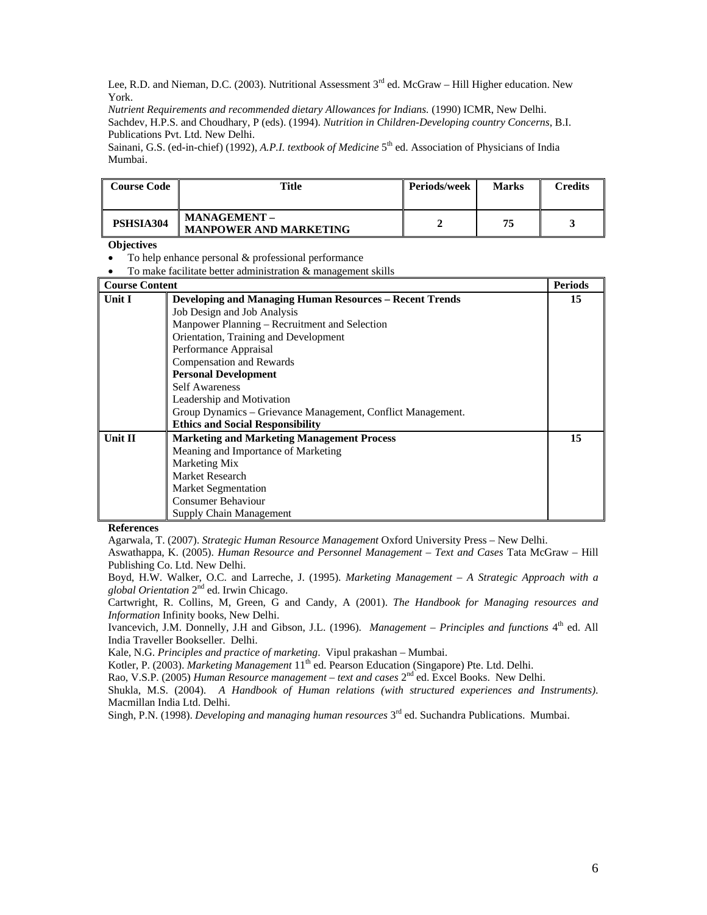Lee, R.D. and Nieman, D.C. (2003). Nutritional Assessment 3rd ed. McGraw – Hill Higher education. New York.
*Nutrient Requirements and recommended dietary Allowances for Indians.* (1990) ICMR, New Delhi.
Sachdev, H.P.S. and Choudhary, P (eds). (1994). *Nutrition in Children-Developing country Concerns*, B.I. Publications Pvt. Ltd. New Delhi.
Sainani, G.S. (ed-in-chief) (1992), *A.P.I. textbook of Medicine* 5th ed. Association of Physicians of India Mumbai.

| Course Code | Title | Periods/week | Marks | Credits |
|---|---|---|---|---|
| **PSHSIA304** | **MANAGEMENT – MANPOWER AND MARKETING** | **2** | **75** | **3** |

**Objectives**

- To help enhance personal & professional performance
- To make facilitate better administration & management skills

| Course Content | | Periods |
|---|---|---|
| **Unit I** | **Developing and Managing Human Resources – Recent Trends**<br>Job Design and Job Analysis<br>Manpower Planning – Recruitment and Selection<br>Orientation, Training and Development<br>Performance Appraisal<br>Compensation and Rewards<br>**Personal Development**<br>Self Awareness<br>Leadership and Motivation<br>Group Dynamics – Grievance Management, Conflict Management.<br>**Ethics and Social Responsibility** | **15** |
| **Unit II** | **Marketing and Marketing Management Process**<br>Meaning and Importance of Marketing<br>Marketing Mix<br>Market Research<br>Market Segmentation<br>Consumer Behaviour<br>Supply Chain Management | **15** |

**References**

Agarwala, T. (2007). *Strategic Human Resource Management* Oxford University Press – New Delhi.
Aswathappa, K. (2005). *Human Resource and Personnel Management – Text and Cases* Tata McGraw – Hill Publishing Co. Ltd. New Delhi.
Boyd, H.W. Walker, O.C. and Larreche, J. (1995). *Marketing Management – A Strategic Approach with a global Orientation* 2nd ed. Irwin Chicago.
Cartwright, R. Collins, M, Green, G and Candy, A (2001). *The Handbook for Managing resources and Information* Infinity books, New Delhi.
Ivancevich, J.M. Donnelly, J.H and Gibson, J.L. (1996). *Management – Principles and functions* 4th ed. All India Traveller Bookseller. Delhi.
Kale, N.G. *Principles and practice of marketing*. Vipul prakashan – Mumbai.
Kotler, P. (2003). *Marketing Management* 11th ed. Pearson Education (Singapore) Pte. Ltd. Delhi.
Rao, V.S.P. (2005) *Human Resource management – text and cases* 2nd ed. Excel Books. New Delhi.
Shukla, M.S. (2004). *A Handbook of Human relations (with structured experiences and Instruments).* Macmillan India Ltd. Delhi.
Singh, P.N. (1998). *Developing and managing human resources* 3rd ed. Suchandra Publications. Mumbai.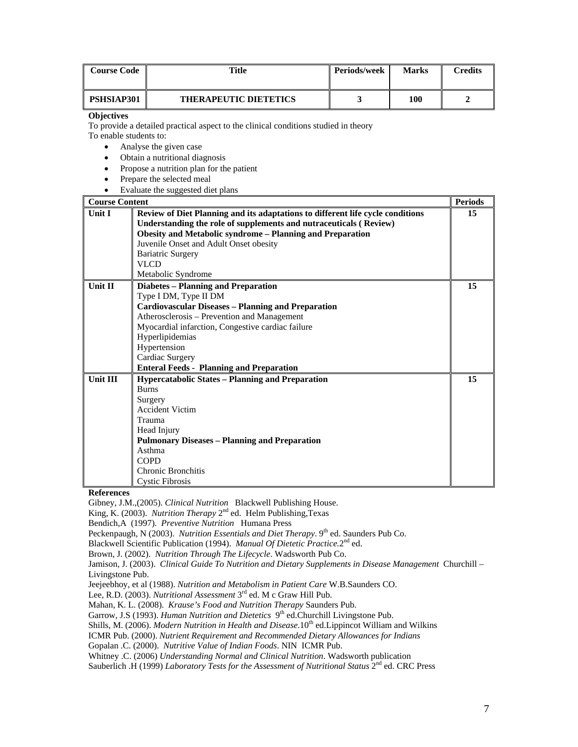| Course Code | Title | Periods/week | Marks | Credits |
|---|---|---|---|---|
| PSHSIAP301 | THERAPEUTIC DIETETICS | 3 | 100 | 2 |

**Objectives**

To provide a detailed practical aspect to the clinical conditions studied in theory

To enable students to:

- Analyse the given case
- Obtain a nutritional diagnosis
- Propose a nutrition plan for the patient
- Prepare the selected meal
- Evaluate the suggested diet plans

| Course Content | | Periods |
|---|---|---|
| Unit I | **Review of Diet Planning and its adaptations to different life cycle conditions**<br>**Understanding the role of supplements and nutraceuticals ( Review)**<br>**Obesity and Metabolic syndrome – Planning and Preparation**<br>Juvenile Onset and Adult Onset obesity<br>Bariatric Surgery<br>VLCD<br>Metabolic Syndrome | 15 |
| Unit II | **Diabetes – Planning and Preparation**<br>Type I DM, Type II DM<br>**Cardiovascular Diseases – Planning and Preparation**<br>Atherosclerosis – Prevention and Management<br>Myocardial infarction, Congestive cardiac failure<br>Hyperlipidemias<br>Hypertension<br>Cardiac Surgery<br>**Enteral Feeds - Planning and Preparation** | 15 |
| Unit III | **Hypercatabolic States – Planning and Preparation**<br>Burns<br>Surgery<br>Accident Victim<br>Trauma<br>Head Injury<br>**Pulmonary Diseases – Planning and Preparation**<br>Asthma<br>COPD<br>Chronic Bronchitis<br>Cystic Fibrosis | 15 |

**References**

Gibney, J.M.,(2005). *Clinical Nutrition* Blackwell Publishing House.

King, K. (2003). *Nutrition Therapy* 2nd ed. Helm Publishing,Texas

Bendich,A (1997). *Preventive Nutrition* Humana Press

Peckenpaugh, N (2003). *Nutrition Essentials and Diet Therapy*. 9th ed. Saunders Pub Co.

Blackwell Scientific Publication (1994). *Manual Of Dietetic Practice.*2nd ed.

Brown, J. (2002). *Nutrition Through The Lifecycle*. Wadsworth Pub Co.

Jamison, J. (2003). *Clinical Guide To Nutrition and Dietary Supplements in Disease Management* Churchill – Livingstone Pub.

Jeejeebhoy, et al (1988). *Nutrition and Metabolism in Patient Care* W.B.Saunders CO.

Lee, R.D. (2003). *Nutritional Assessment* 3rd ed. M c Graw Hill Pub.

Mahan, K. L. (2008). *Krause's Food and Nutrition Therapy* Saunders Pub.

Garrow, J.S (1993). *Human Nutrition and Dietetics* 9th ed.Churchill Livingstone Pub.

Shills, M. (2006). *Modern Nutrition in Health and Disease*.10th ed.Lippincot William and Wilkins

ICMR Pub. (2000). *Nutrient Requirement and Recommended Dietary Allowances for Indians*

Gopalan .C. (2000). *Nutritive Value of Indian Foods*. NIN ICMR Pub.

Whitney .C. (2006) *Understanding Normal and Clinical Nutrition*. Wadsworth publication

Sauberlich .H (1999) *Laboratory Tests for the Assessment of Nutritional Status* 2nd ed. CRC Press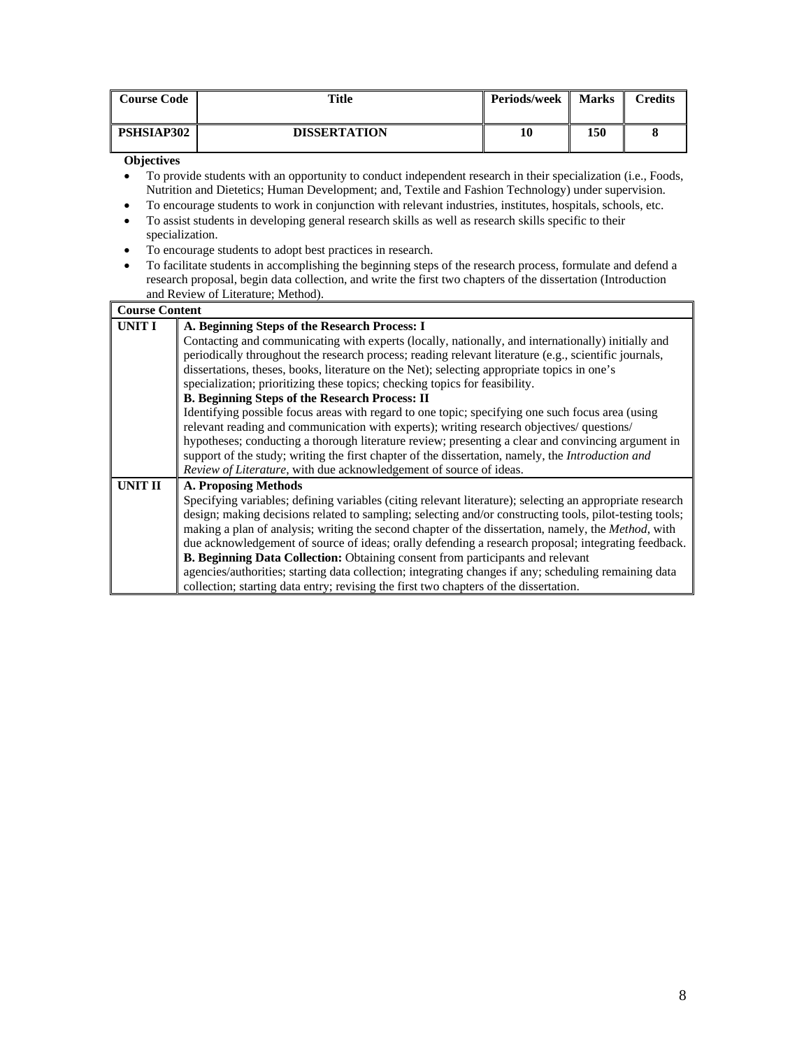| Course Code | Title | Periods/week | Marks | Credits |
|---|---|---|---|---|
| PSHSIAP302 | DISSERTATION | 10 | 150 | 8 |

**Objectives**

- To provide students with an opportunity to conduct independent research in their specialization (i.e., Foods, Nutrition and Dietetics; Human Development; and, Textile and Fashion Technology) under supervision.
- To encourage students to work in conjunction with relevant industries, institutes, hospitals, schools, etc.
- To assist students in developing general research skills as well as research skills specific to their specialization.
- To encourage students to adopt best practices in research.
- To facilitate students in accomplishing the beginning steps of the research process, formulate and defend a research proposal, begin data collection, and write the first two chapters of the dissertation (Introduction and Review of Literature; Method).

| Course Content | |
|---|---|
| **UNIT I** | **A. Beginning Steps of the Research Process: I**<br>Contacting and communicating with experts (locally, nationally, and internationally) initially and periodically throughout the research process; reading relevant literature (e.g., scientific journals, dissertations, theses, books, literature on the Net); selecting appropriate topics in one's specialization; prioritizing these topics; checking topics for feasibility.<br>**B. Beginning Steps of the Research Process: II**<br>Identifying possible focus areas with regard to one topic; specifying one such focus area (using relevant reading and communication with experts); writing research objectives/ questions/ hypotheses; conducting a thorough literature review; presenting a clear and convincing argument in support of the study; writing the first chapter of the dissertation, namely, the *Introduction and Review of Literature*, with due acknowledgement of source of ideas. |
| **UNIT II** | **A. Proposing Methods**<br>Specifying variables; defining variables (citing relevant literature); selecting an appropriate research design; making decisions related to sampling; selecting and/or constructing tools, pilot-testing tools; making a plan of analysis; writing the second chapter of the dissertation, namely, the *Method*, with due acknowledgement of source of ideas; orally defending a research proposal; integrating feedback.<br>**B. Beginning Data Collection:** Obtaining consent from participants and relevant agencies/authorities; starting data collection; integrating changes if any; scheduling remaining data collection; starting data entry; revising the first two chapters of the dissertation. |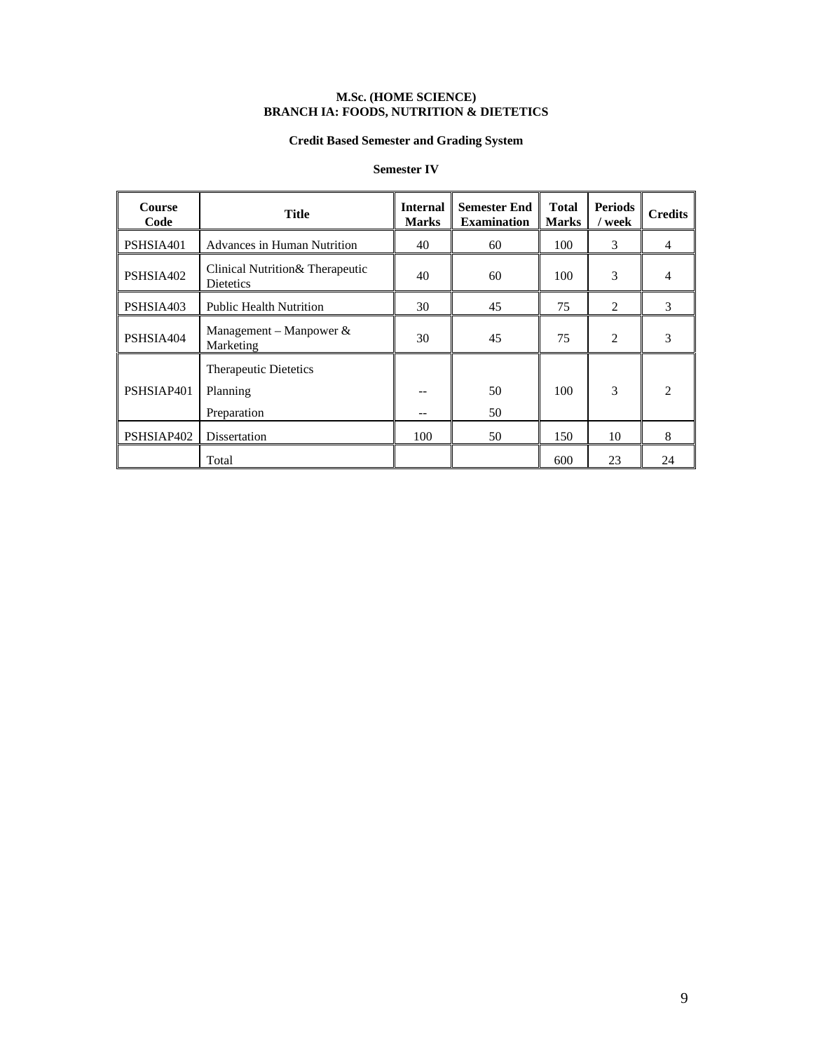**M.Sc. (HOME SCIENCE)**
**BRANCH IA: FOODS, NUTRITION & DIETETICS**

**Credit Based Semester and Grading System**

**Semester IV**

| Course Code | Title | Internal Marks | Semester End Examination | Total Marks | Periods / week | Credits |
|---|---|---|---|---|---|---|
| PSHSIA401 | Advances in Human Nutrition | 40 | 60 | 100 | 3 | 4 |
| PSHSIA402 | Clinical Nutrition& Therapeutic Dietetics | 40 | 60 | 100 | 3 | 4 |
| PSHSIA403 | Public Health Nutrition | 30 | 45 | 75 | 2 | 3 |
| PSHSIA404 | Management – Manpower & Marketing | 30 | 45 | 75 | 2 | 3 |
| PSHSIAP401 | Therapeutic Dietetics<br>Planning<br>Preparation | --<br>-- | 50<br>50 | 100 | 3 | 2 |
| PSHSIAP402 | Dissertation | 100 | 50 | 150 | 10 | 8 |
| | Total | | | 600 | 23 | 24 |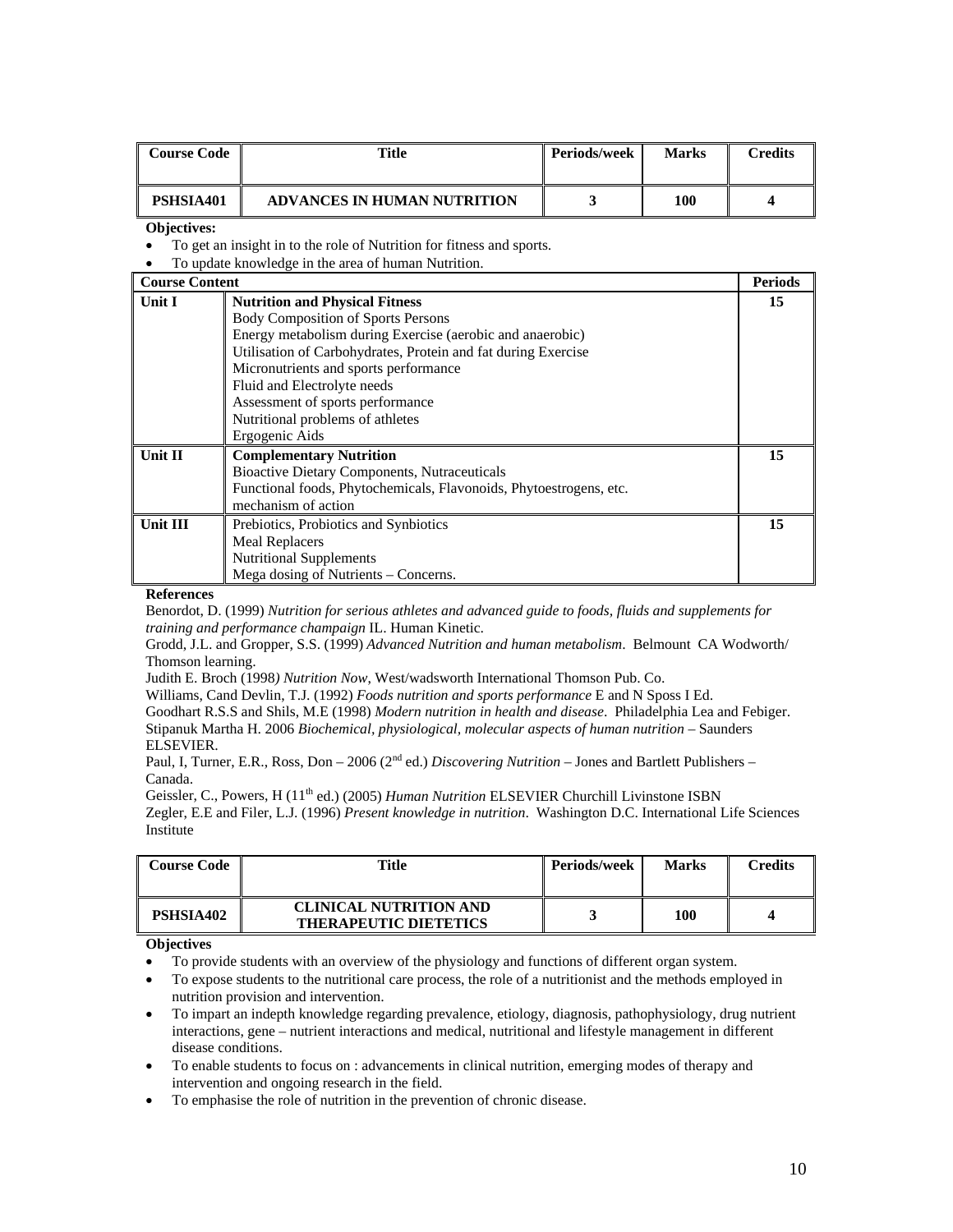| Course Code | Title | Periods/week | Marks | Credits |
|---|---|---|---|---|
| PSHSIA401 | ADVANCES IN HUMAN NUTRITION | 3 | 100 | 4 |

**Objectives:**

- To get an insight in to the role of Nutrition for fitness and sports.
- To update knowledge in the area of human Nutrition.

| Course Content | | Periods |
|---|---|---|
| Unit I | **Nutrition and Physical Fitness**<br>Body Composition of Sports Persons<br>Energy metabolism during Exercise (aerobic and anaerobic)<br>Utilisation of Carbohydrates, Protein and fat during Exercise<br>Micronutrients and sports performance<br>Fluid and Electrolyte needs<br>Assessment of sports performance<br>Nutritional problems of athletes<br>Ergogenic Aids | 15 |
| Unit II | **Complementary Nutrition**<br>Bioactive Dietary Components, Nutraceuticals<br>Functional foods, Phytochemicals, Flavonoids, Phytoestrogens, etc. mechanism of action | 15 |
| Unit III | Prebiotics, Probiotics and Synbiotics<br>Meal Replacers<br>Nutritional Supplements<br>Mega dosing of Nutrients – Concerns. | 15 |

**References**

Benordot, D. (1999) *Nutrition for serious athletes and advanced guide to foods, fluids and supplements for training and performance champaign* IL. Human Kinetic.

Grodd, J.L. and Gropper, S.S. (1999) *Advanced Nutrition and human metabolism*. Belmount CA Wodworth/ Thomson learning.

Judith E. Broch (1998*) Nutrition Now*, West/wadsworth International Thomson Pub. Co.

Williams, Cand Devlin, T.J. (1992) *Foods nutrition and sports performance* E and N Sposs I Ed.

Goodhart R.S.S and Shils, M.E (1998) *Modern nutrition in health and disease*. Philadelphia Lea and Febiger.

Stipanuk Martha H. 2006 *Biochemical, physiological, molecular aspects of human nutrition* – Saunders ELSEVIER.

Paul, I, Turner, E.R., Ross, Don – 2006 (2nd ed.) *Discovering Nutrition* – Jones and Bartlett Publishers – Canada.

Geissler, C., Powers, H (11th ed.) (2005) *Human Nutrition* ELSEVIER Churchill Livinstone ISBN

Zegler, E.E and Filer, L.J. (1996) *Present knowledge in nutrition*. Washington D.C. International Life Sciences Institute

| Course Code | Title | Periods/week | Marks | Credits |
|---|---|---|---|---|
| PSHSIA402 | CLINICAL NUTRITION AND THERAPEUTIC DIETETICS | 3 | 100 | 4 |

**Objectives**

- To provide students with an overview of the physiology and functions of different organ system.
- To expose students to the nutritional care process, the role of a nutritionist and the methods employed in nutrition provision and intervention.
- To impart an indepth knowledge regarding prevalence, etiology, diagnosis, pathophysiology, drug nutrient interactions, gene – nutrient interactions and medical, nutritional and lifestyle management in different disease conditions.
- To enable students to focus on : advancements in clinical nutrition, emerging modes of therapy and intervention and ongoing research in the field.
- To emphasise the role of nutrition in the prevention of chronic disease.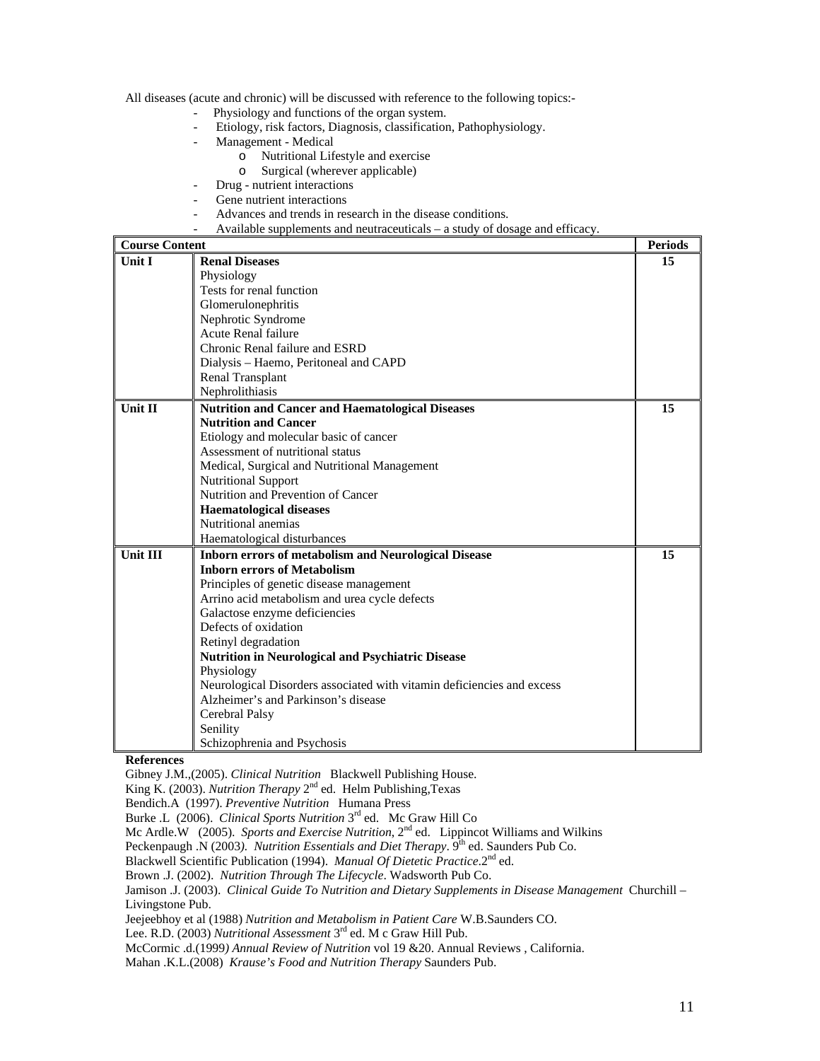All diseases (acute and chronic) will be discussed with reference to the following topics:-

- Physiology and functions of the organ system.
- Etiology, risk factors, Diagnosis, classification, Pathophysiology.
- Management - Medical
  - Nutritional Lifestyle and exercise
  - Surgical (wherever applicable)
- Drug - nutrient interactions
- Gene nutrient interactions
- Advances and trends in research in the disease conditions.
- Available supplements and neutraceuticals – a study of dosage and efficacy.

| Course Content | | Periods |
|---|---|---|
| **Unit I** | **Renal Diseases**<br>Physiology<br>Tests for renal function<br>Glomerulonephritis<br>Nephrotic Syndrome<br>Acute Renal failure<br>Chronic Renal failure and ESRD<br>Dialysis – Haemo, Peritoneal and CAPD<br>Renal Transplant<br>Nephrolithiasis | **15** |
| **Unit II** | **Nutrition and Cancer and Haematological Diseases**<br>**Nutrition and Cancer**<br>Etiology and molecular basic of cancer<br>Assessment of nutritional status<br>Medical, Surgical and Nutritional Management<br>Nutritional Support<br>Nutrition and Prevention of Cancer<br>**Haematological diseases**<br>Nutritional anemias<br>Haematological disturbances | **15** |
| **Unit III** | **Inborn errors of metabolism and Neurological Disease**<br>**Inborn errors of Metabolism**<br>Principles of genetic disease management<br>Arrino acid metabolism and urea cycle defects<br>Galactose enzyme deficiencies<br>Defects of oxidation<br>Retinyl degradation<br>**Nutrition in Neurological and Psychiatric Disease**<br>Physiology<br>Neurological Disorders associated with vitamin deficiencies and excess<br>Alzheimer's and Parkinson's disease<br>Cerebral Palsy<br>Senility<br>Schizophrenia and Psychosis | **15** |

**References**

Gibney J.M.,(2005). *Clinical Nutrition* Blackwell Publishing House.

King K. (2003). *Nutrition Therapy* 2nd ed. Helm Publishing,Texas

Bendich.A (1997). *Preventive Nutrition* Humana Press

Burke .L (2006). *Clinical Sports Nutrition* 3rd ed. Mc Graw Hill Co

Mc Ardle.W (2005). *Sports and Exercise Nutrition*, 2nd ed. Lippincot Williams and Wilkins

Peckenpaugh .N (2003*). Nutrition Essentials and Diet Therapy*. 9th ed. Saunders Pub Co.

Blackwell Scientific Publication (1994). *Manual Of Dietetic Practice*.2nd ed.

Brown .J. (2002). *Nutrition Through The Lifecycle*. Wadsworth Pub Co.

Jamison .J. (2003). *Clinical Guide To Nutrition and Dietary Supplements in Disease Management* Churchill – Livingstone Pub.

Jeejeebhoy et al (1988) *Nutrition and Metabolism in Patient Care* W.B.Saunders CO.

Lee. R.D. (2003) *Nutritional Assessment* 3rd ed. M c Graw Hill Pub.

McCormic .d.(1999*) Annual Review of Nutrition* vol 19 &20. Annual Reviews , California.

Mahan .K.L.(2008) *Krause's Food and Nutrition Therapy* Saunders Pub.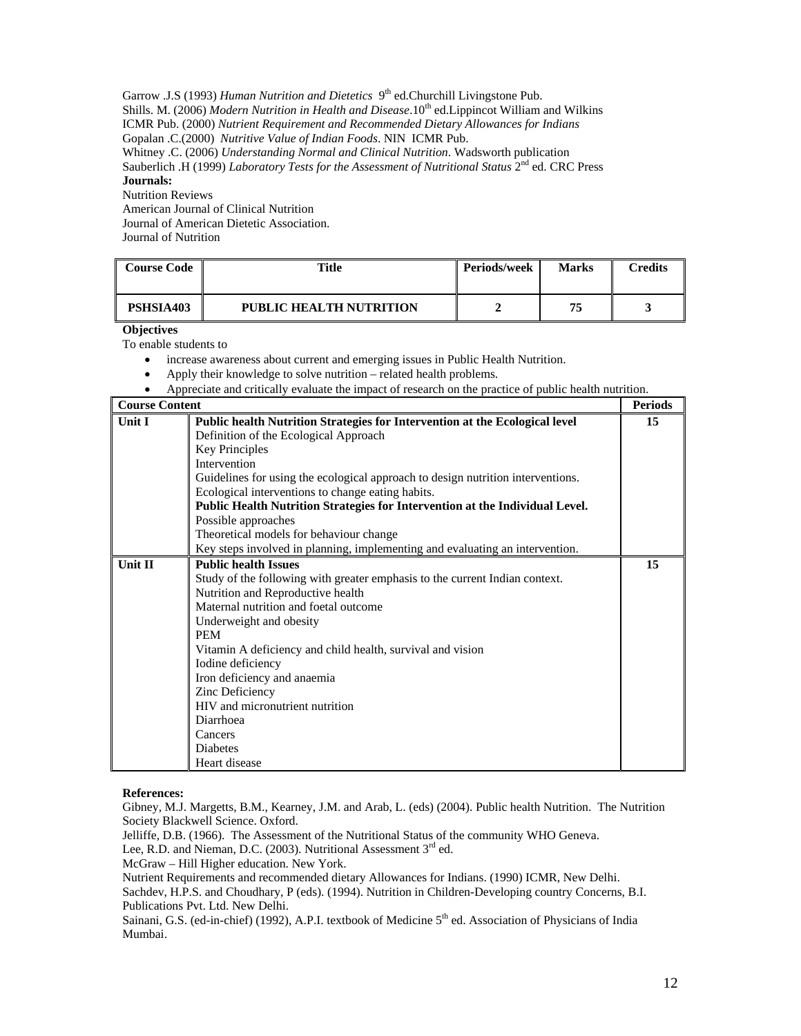Garrow .J.S (1993) *Human Nutrition and Dietetics* 9th ed.Churchill Livingstone Pub.
Shills. M. (2006) *Modern Nutrition in Health and Disease*.10th ed.Lippincot William and Wilkins
ICMR Pub. (2000) *Nutrient Requirement and Recommended Dietary Allowances for Indians*
Gopalan .C.(2000) *Nutritive Value of Indian Foods*. NIN ICMR Pub.
Whitney .C. (2006) *Understanding Normal and Clinical Nutrition*. Wadsworth publication
Sauberlich .H (1999) *Laboratory Tests for the Assessment of Nutritional Status* 2nd ed. CRC Press

**Journals:**

Nutrition Reviews
American Journal of Clinical Nutrition
Journal of American Dietetic Association.
Journal of Nutrition

| Course Code | Title | Periods/week | Marks | Credits |
|---|---|---|---|---|
| **PSHSIA403** | **PUBLIC HEALTH NUTRITION** | **2** | **75** | **3** |

**Objectives**

To enable students to

- increase awareness about current and emerging issues in Public Health Nutrition.
- Apply their knowledge to solve nutrition – related health problems.
- Appreciate and critically evaluate the impact of research on the practice of public health nutrition.

| Course Content | | Periods |
|---|---|---|
| **Unit I** | **Public health Nutrition Strategies for Intervention at the Ecological level**<br>Definition of the Ecological Approach<br>Key Principles<br>Intervention<br>Guidelines for using the ecological approach to design nutrition interventions.<br>Ecological interventions to change eating habits.<br>**Public Health Nutrition Strategies for Intervention at the Individual Level.**<br>Possible approaches<br>Theoretical models for behaviour change<br>Key steps involved in planning, implementing and evaluating an intervention. | **15** |
| **Unit II** | **Public health Issues**<br>Study of the following with greater emphasis to the current Indian context.<br>Nutrition and Reproductive health<br>Maternal nutrition and foetal outcome<br>Underweight and obesity<br>PEM<br>Vitamin A deficiency and child health, survival and vision<br>Iodine deficiency<br>Iron deficiency and anaemia<br>Zinc Deficiency<br>HIV and micronutrient nutrition<br>Diarrhoea<br>Cancers<br>Diabetes<br>Heart disease | **15** |

**References:**

Gibney, M.J. Margetts, B.M., Kearney, J.M. and Arab, L. (eds) (2004). Public health Nutrition. The Nutrition Society Blackwell Science. Oxford.
Jelliffe, D.B. (1966). The Assessment of the Nutritional Status of the community WHO Geneva.
Lee, R.D. and Nieman, D.C. (2003). Nutritional Assessment 3rd ed.
McGraw – Hill Higher education. New York.
Nutrient Requirements and recommended dietary Allowances for Indians. (1990) ICMR, New Delhi.
Sachdev, H.P.S. and Choudhary, P (eds). (1994). Nutrition in Children-Developing country Concerns, B.I. Publications Pvt. Ltd. New Delhi.
Sainani, G.S. (ed-in-chief) (1992), A.P.I. textbook of Medicine 5th ed. Association of Physicians of India Mumbai.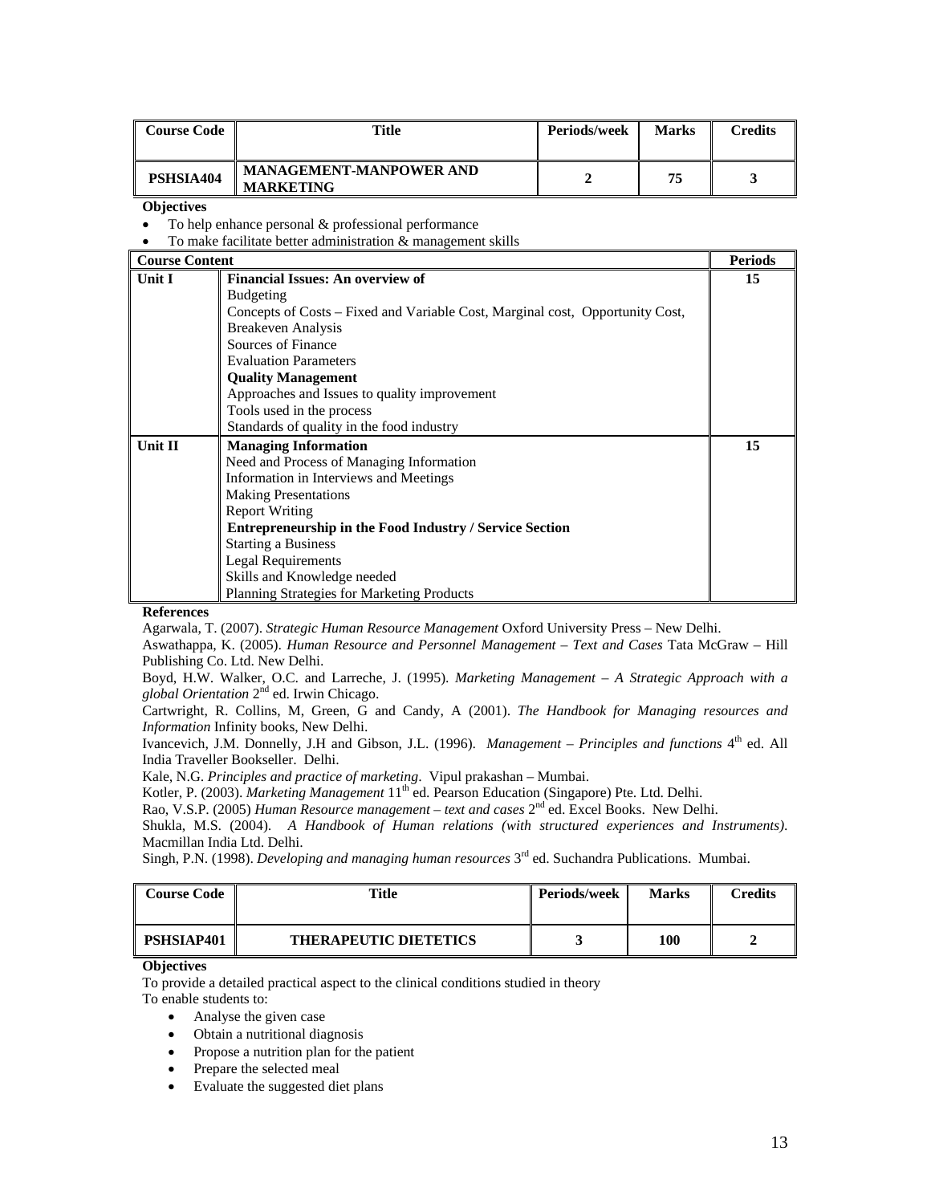| Course Code | Title | Periods/week | Marks | Credits |
|---|---|---|---|---|
| PSHSIA404 | MANAGEMENT-MANPOWER AND MARKETING | 2 | 75 | 3 |

**Objectives**

- To help enhance personal & professional performance
- To make facilitate better administration & management skills

| Course Content | | Periods |
|---|---|---|
| Unit I | **Financial Issues: An overview of**<br>Budgeting<br>Concepts of Costs – Fixed and Variable Cost, Marginal cost, Opportunity Cost,<br>Breakeven Analysis<br>Sources of Finance<br>Evaluation Parameters<br>**Quality Management**<br>Approaches and Issues to quality improvement<br>Tools used in the process<br>Standards of quality in the food industry | 15 |
| Unit II | **Managing Information**<br>Need and Process of Managing Information<br>Information in Interviews and Meetings<br>Making Presentations<br>Report Writing<br>**Entrepreneurship in the Food Industry / Service Section**<br>Starting a Business<br>Legal Requirements<br>Skills and Knowledge needed<br>Planning Strategies for Marketing Products | 15 |

**References**

Agarwala, T. (2007). *Strategic Human Resource Management* Oxford University Press – New Delhi.

Aswathappa, K. (2005). *Human Resource and Personnel Management – Text and Cases* Tata McGraw – Hill Publishing Co. Ltd. New Delhi.

Boyd, H.W. Walker, O.C. and Larreche, J. (1995). *Marketing Management – A Strategic Approach with a global Orientation* 2nd ed. Irwin Chicago.

Cartwright, R. Collins, M, Green, G and Candy, A (2001). *The Handbook for Managing resources and Information* Infinity books, New Delhi.

Ivancevich, J.M. Donnelly, J.H and Gibson, J.L. (1996). *Management – Principles and functions* 4th ed. All India Traveller Bookseller. Delhi.

Kale, N.G. *Principles and practice of marketing*. Vipul prakashan – Mumbai.

Kotler, P. (2003). *Marketing Management* 11th ed. Pearson Education (Singapore) Pte. Ltd. Delhi.

Rao, V.S.P. (2005) *Human Resource management – text and cases* 2nd ed. Excel Books. New Delhi.

Shukla, M.S. (2004). *A Handbook of Human relations (with structured experiences and Instruments)*. Macmillan India Ltd. Delhi.

Singh, P.N. (1998). *Developing and managing human resources* 3rd ed. Suchandra Publications. Mumbai.

| Course Code | Title | Periods/week | Marks | Credits |
|---|---|---|---|---|
| PSHSIAP401 | THERAPEUTIC DIETETICS | 3 | 100 | 2 |

**Objectives**

To provide a detailed practical aspect to the clinical conditions studied in theory

To enable students to:

- Analyse the given case
- Obtain a nutritional diagnosis
- Propose a nutrition plan for the patient
- Prepare the selected meal
- Evaluate the suggested diet plans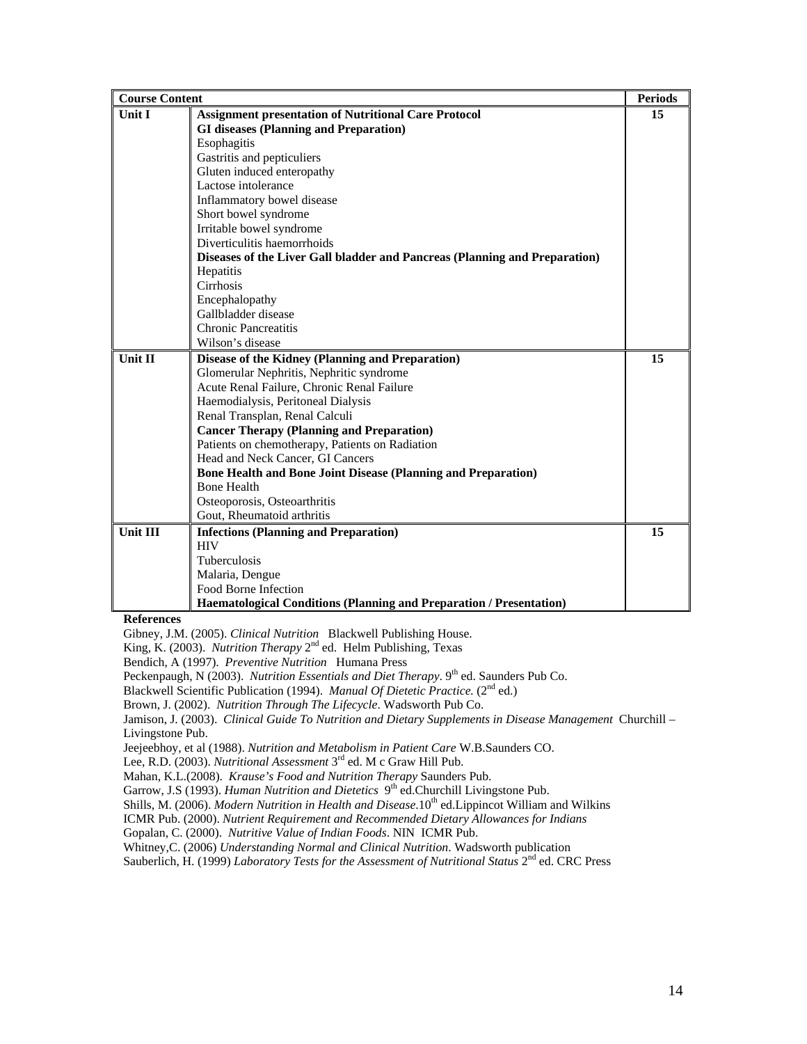| Course Content | | Periods |
|---|---|---|
| Unit I | **Assignment presentation of Nutritional Care Protocol**<br>**GI diseases (Planning and Preparation)**<br>Esophagitis<br>Gastritis and pepticuliers<br>Gluten induced enteropathy<br>Lactose intolerance<br>Inflammatory bowel disease<br>Short bowel syndrome<br>Irritable bowel syndrome<br>Diverticulitis haemorrhoids<br>**Diseases of the Liver Gall bladder and Pancreas (Planning and Preparation)**<br>Hepatitis<br>Cirrhosis<br>Encephalopathy<br>Gallbladder disease<br>Chronic Pancreatitis<br>Wilson's disease | 15 |
| Unit II | **Disease of the Kidney (Planning and Preparation)**<br>Glomerular Nephritis, Nephritic syndrome<br>Acute Renal Failure, Chronic Renal Failure<br>Haemodialysis, Peritoneal Dialysis<br>Renal Transplan, Renal Calculi<br>**Cancer Therapy (Planning and Preparation)**<br>Patients on chemotherapy, Patients on Radiation<br>Head and Neck Cancer, GI Cancers<br>**Bone Health and Bone Joint Disease (Planning and Preparation)**<br>Bone Health<br>Osteoporosis, Osteoarthritis<br>Gout, Rheumatoid arthritis | 15 |
| Unit III | **Infections (Planning and Preparation)**<br>HIV<br>Tuberculosis<br>Malaria, Dengue<br>Food Borne Infection<br>**Haematological Conditions (Planning and Preparation / Presentation)** | 15 |

**References**

Gibney, J.M. (2005). *Clinical Nutrition* Blackwell Publishing House.
King, K. (2003). *Nutrition Therapy* 2nd ed. Helm Publishing, Texas
Bendich, A (1997). *Preventive Nutrition* Humana Press
Peckenpaugh, N (2003). *Nutrition Essentials and Diet Therapy*. 9th ed. Saunders Pub Co.
Blackwell Scientific Publication (1994). *Manual Of Dietetic Practice.* (2nd ed.)
Brown, J. (2002). *Nutrition Through The Lifecycle*. Wadsworth Pub Co.
Jamison, J. (2003). *Clinical Guide To Nutrition and Dietary Supplements in Disease Management* Churchill – Livingstone Pub.
Jeejeebhoy, et al (1988). *Nutrition and Metabolism in Patient Care* W.B.Saunders CO.
Lee, R.D. (2003). *Nutritional Assessment* 3rd ed. M c Graw Hill Pub.
Mahan, K.L.(2008). *Krause's Food and Nutrition Therapy* Saunders Pub.
Garrow, J.S (1993). *Human Nutrition and Dietetics* 9th ed.Churchill Livingstone Pub.
Shills, M. (2006). *Modern Nutrition in Health and Disease*.10th ed.Lippincot William and Wilkins
ICMR Pub. (2000). *Nutrient Requirement and Recommended Dietary Allowances for Indians*
Gopalan, C. (2000). *Nutritive Value of Indian Foods*. NIN ICMR Pub.
Whitney,C. (2006) *Understanding Normal and Clinical Nutrition*. Wadsworth publication
Sauberlich, H. (1999) *Laboratory Tests for the Assessment of Nutritional Status* 2nd ed. CRC Press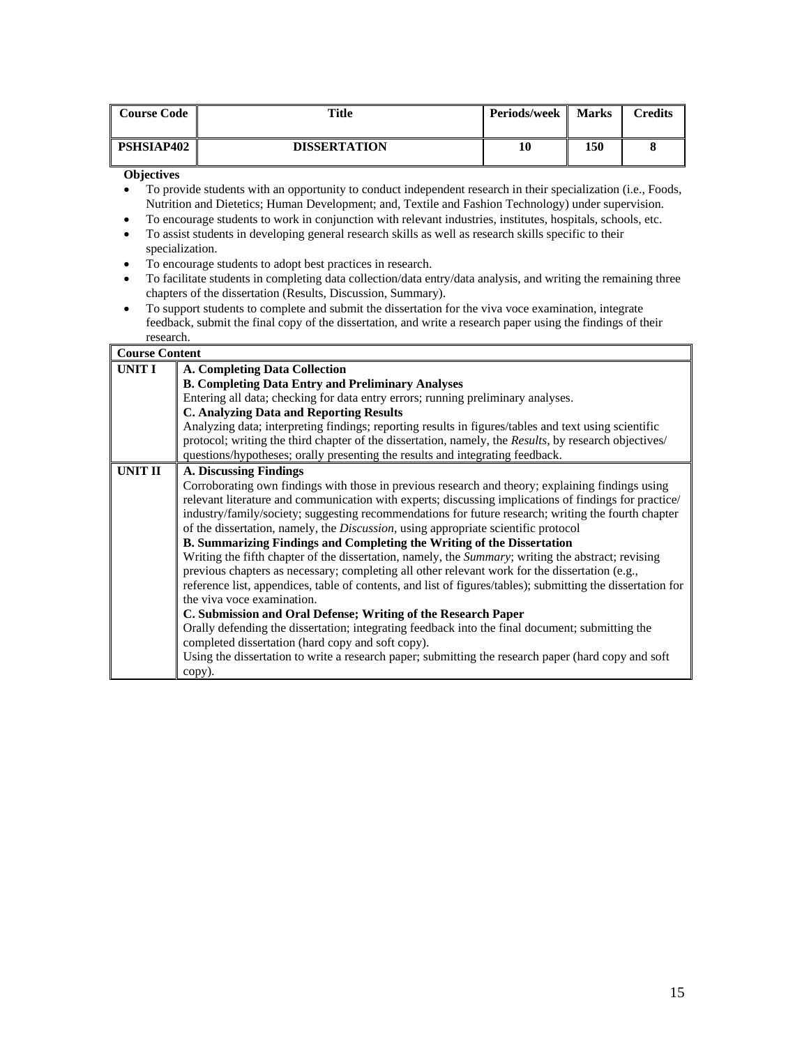| Course Code | Title | Periods/week | Marks | Credits |
|---|---|---|---|---|
| PSHSIAP402 | DISSERTATION | 10 | 150 | 8 |

**Objectives**

- To provide students with an opportunity to conduct independent research in their specialization (i.e., Foods, Nutrition and Dietetics; Human Development; and, Textile and Fashion Technology) under supervision.
- To encourage students to work in conjunction with relevant industries, institutes, hospitals, schools, etc.
- To assist students in developing general research skills as well as research skills specific to their specialization.
- To encourage students to adopt best practices in research.
- To facilitate students in completing data collection/data entry/data analysis, and writing the remaining three chapters of the dissertation (Results, Discussion, Summary).
- To support students to complete and submit the dissertation for the viva voce examination, integrate feedback, submit the final copy of the dissertation, and write a research paper using the findings of their research.

| Course Content | |
|---|---|
| **UNIT I** | **A. Completing Data Collection**<br>**B. Completing Data Entry and Preliminary Analyses**<br>Entering all data; checking for data entry errors; running preliminary analyses.<br>**C. Analyzing Data and Reporting Results**<br>Analyzing data; interpreting findings; reporting results in figures/tables and text using scientific protocol; writing the third chapter of the dissertation, namely, the *Results*, by research objectives/ questions/hypotheses; orally presenting the results and integrating feedback. |
| **UNIT II** | **A. Discussing Findings**<br>Corroborating own findings with those in previous research and theory; explaining findings using relevant literature and communication with experts; discussing implications of findings for practice/ industry/family/society; suggesting recommendations for future research; writing the fourth chapter of the dissertation, namely, the *Discussion*, using appropriate scientific protocol<br>**B. Summarizing Findings and Completing the Writing of the Dissertation**<br>Writing the fifth chapter of the dissertation, namely, the *Summary*; writing the abstract; revising previous chapters as necessary; completing all other relevant work for the dissertation (e.g., reference list, appendices, table of contents, and list of figures/tables); submitting the dissertation for the viva voce examination.<br>**C. Submission and Oral Defense; Writing of the Research Paper**<br>Orally defending the dissertation; integrating feedback into the final document; submitting the completed dissertation (hard copy and soft copy).<br>Using the dissertation to write a research paper; submitting the research paper (hard copy and soft copy). |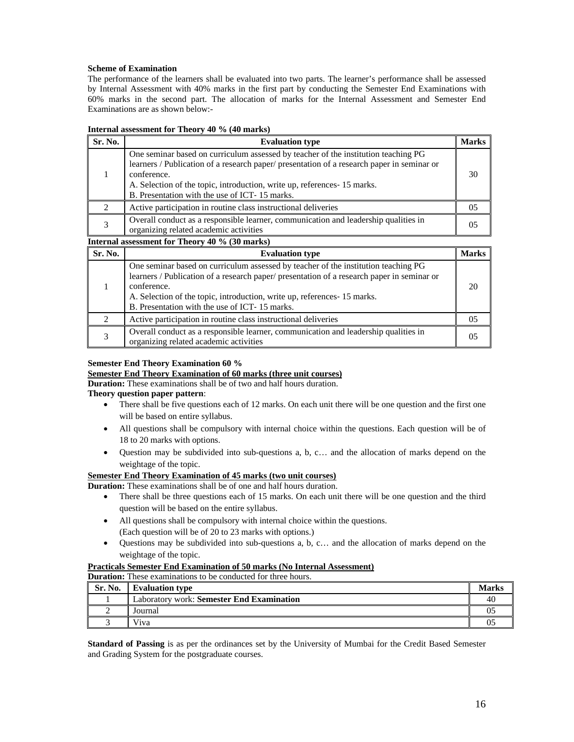**Scheme of Examination**

The performance of the learners shall be evaluated into two parts. The learner's performance shall be assessed by Internal Assessment with 40% marks in the first part by conducting the Semester End Examinations with 60% marks in the second part. The allocation of marks for the Internal Assessment and Semester End Examinations are as shown below:-

**Internal assessment for Theory 40 % (40 marks)**

| Sr. No. | Evaluation type | Marks |
|---|---|---|
| 1 | One seminar based on curriculum assessed by teacher of the institution teaching PG learners / Publication of a research paper/ presentation of a research paper in seminar or conference.<br>A. Selection of the topic, introduction, write up, references- 15 marks.<br>B. Presentation with the use of ICT- 15 marks. | 30 |
| 2 | Active participation in routine class instructional deliveries | 05 |
| 3 | Overall conduct as a responsible learner, communication and leadership qualities in organizing related academic activities | 05 |

**Internal assessment for Theory 40 % (30 marks)**

| Sr. No. | Evaluation type | Marks |
|---|---|---|
| 1 | One seminar based on curriculum assessed by teacher of the institution teaching PG learners / Publication of a research paper/ presentation of a research paper in seminar or conference.<br>A. Selection of the topic, introduction, write up, references- 15 marks.<br>B. Presentation with the use of ICT- 15 marks. | 20 |
| 2 | Active participation in routine class instructional deliveries | 05 |
| 3 | Overall conduct as a responsible learner, communication and leadership qualities in organizing related academic activities | 05 |

**Semester End Theory Examination 60 %**

**Semester End Theory Examination of 60 marks (three unit courses)**

**Duration:** These examinations shall be of two and half hours duration.

**Theory question paper pattern**:

- There shall be five questions each of 12 marks. On each unit there will be one question and the first one will be based on entire syllabus.
- All questions shall be compulsory with internal choice within the questions. Each question will be of 18 to 20 marks with options.
- Question may be subdivided into sub-questions a, b, c… and the allocation of marks depend on the weightage of the topic.

**Semester End Theory Examination of 45 marks (two unit courses)**

**Duration:** These examinations shall be of one and half hours duration.

- There shall be three questions each of 15 marks. On each unit there will be one question and the third question will be based on the entire syllabus.
- All questions shall be compulsory with internal choice within the questions.
  (Each question will be of 20 to 23 marks with options.)
- Questions may be subdivided into sub-questions a, b, c… and the allocation of marks depend on the weightage of the topic.

**Practicals Semester End Examination of 50 marks (No Internal Assessment)**

**Duration:** These examinations to be conducted for three hours.

| Sr. No. | Evaluation type | Marks |
|---|---|---|
| 1 | Laboratory work: **Semester End Examination** | 40 |
| 2 | Journal | 05 |
| 3 | Viva | 05 |

**Standard of Passing** is as per the ordinances set by the University of Mumbai for the Credit Based Semester and Grading System for the postgraduate courses.